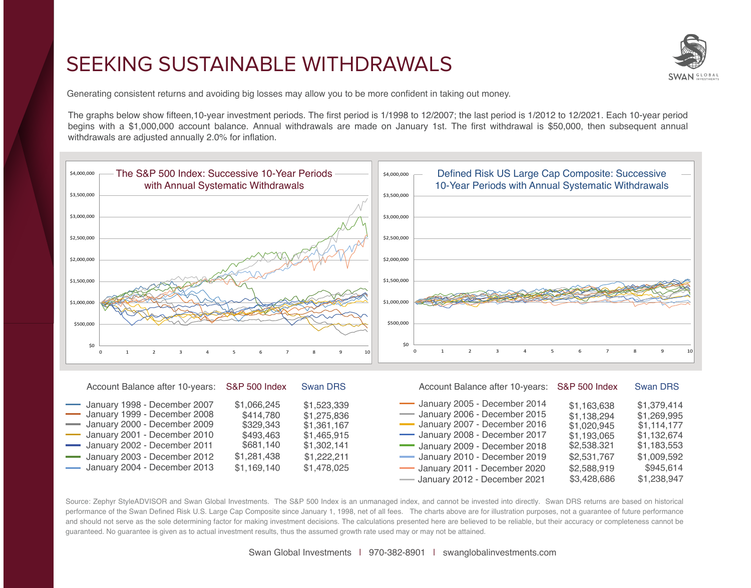# SEEKING SUSTAINABLE WITHDRAWALS

Generating consistent returns and avoiding big losses may allow you to be more confident in taking out money.

The graphs below show fifteen,10-year investment periods. The first period is 1/1998 to 12/2007; the last period is 1/2012 to 12/2021. Each 10-year period begins with a $1,000,000 account balance. Annual withdrawals are made on January 1st. The first withdrawal is $50,000, then subsequent annual withdrawals are adjusted annually 2.0% for inflation.

The S&P 500 Index: Successive 10-Year Periods with Annual Systematic Withdrawals

Defined Risk US Large Cap Composite: Successive 10-Year Periods with Annual Systematic Withdrawals

| Account Balance after 10-years: | S&P 500 Index | Swan DRS |
|---|---|---|
| January 1998 - December 2007 | $1,066,245 | $1,523,339 |
| January 1999 - December 2008 | $414,780 | $1,275,836 |
| January 2000 - December 2009 | $329,343 | $1,361,167 |
| January 2001 - December 2010 | $493,463 | $1,465,915 |
| January 2002 - December 2011 | $681,140 | $1,302,141 |
| January 2003 - December 2012 | $1,281,438 | $1,222,211 |
| January 2004 - December 2013 | $1,169,140 | $1,478,025 |

| Account Balance after 10-years: | S&P 500 Index | Swan DRS |
|---|---|---|
| January 2005 - December 2014 | $1,163,638 | $1,379,414 |
| January 2006 - December 2015 | $1,138,294 | $1,269,995 |
| January 2007 - December 2016 | $1,020,945 | $1,114,177 |
| January 2008 - December 2017 | $1,193,065 | $1,132,674 |
| January 2009 - December 2018 | $2,538.321 | $1,183,553 |
| January 2010 - December 2019 | $2,531,767 | $1,009,592 |
| January 2011 - December 2020 | $2,588,919 | $945,614 |
| January 2012 - December 2021 | $3,428,686 | $1,238,947 |

Source: Zephyr StyleADVISOR and Swan Global Investments. The S&P 500 Index is an unmanaged index, and cannot be invested into directly. Swan DRS returns are based on historical performance of the Swan Defined Risk U.S. Large Cap Composite since January 1, 1998, net of all fees. The charts above are for illustration purposes, not a guarantee of future performance and should not serve as the sole determining factor for making investment decisions. The calculations presented here are believed to be reliable, but their accuracy or completeness cannot be guaranteed. No guarantee is given as to actual investment results, thus the assumed growth rate used may or may not be attained.

Swan Global Investments | 970-382-8901 | swanglobalinvestments.com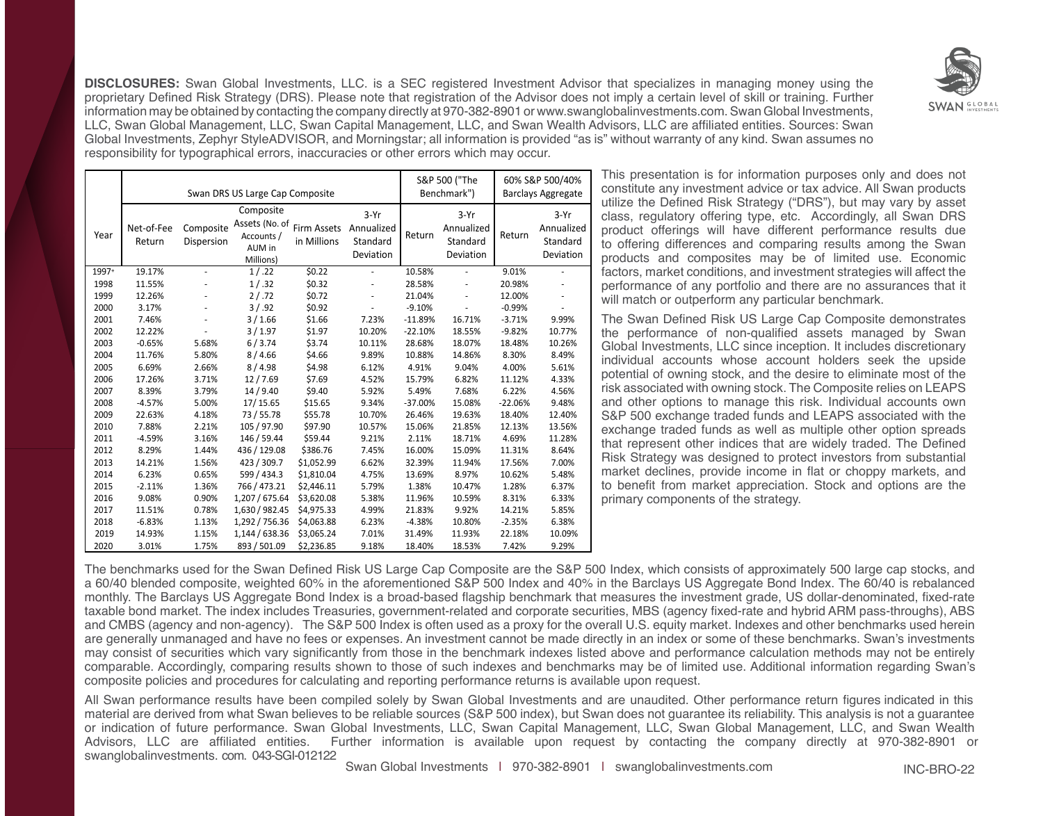**DISCLOSURES:** Swan Global Investments, LLC. is a SEC registered Investment Advisor that specializes in managing money using the proprietary Defined Risk Strategy (DRS). Please note that registration of the Advisor does not imply a certain level of skill or training. Further information may be obtained by contacting the company directly at 970-382-8901 or www.swanglobalinvestments.com. Swan Global Investments, LLC, Swan Global Management, LLC, Swan Capital Management, LLC, and Swan Wealth Advisors, LLC are affiliated entities. Sources: Swan Global Investments, Zephyr StyleADVISOR, and Morningstar; all information is provided "as is" without warranty of any kind. Swan assumes no responsibility for typographical errors, inaccuracies or other errors which may occur.

| | Swan DRS US Large Cap Composite | | | | | S&P 500 ("The Benchmark") | | 60% S&P 500/40% Barclays Aggregate | |
|---|---|---|---|---|---|---|---|---|---|
| Year | Net-of-Fee Return | Composite Dispersion | Composite Assets (No. of Accounts / AUM in Millions) | Firm Assets in Millions | 3-Yr Annualized Standard Deviation | Return | 3-Yr Annualized Standard Deviation | Return | 3-Yr Annualized Standard Deviation |
| 1997+ | 19.17% | - | 1 / .22 | $0.22 | - | 10.58% | - | 9.01% | - |
| 1998 | 11.55% | - | 1 / .32 | $0.32 | - | 28.58% | - | 20.98% | - |
| 1999 | 12.26% | - | 2 / .72 | $0.72 | - | 21.04% | - | 12.00% | - |
| 2000 | 3.17% | - | 3 / .92 | $0.92 | - | -9.10% | - | -0.99% | - |
| 2001 | 7.46% | - | 3 / 1.66 | $1.66 | 7.23% | -11.89% | 16.71% | -3.71% | 9.99% |
| 2002 | 12.22% | - | 3 / 1.97 | $1.97 | 10.20% | -22.10% | 18.55% | -9.82% | 10.77% |
| 2003 | -0.65% | 5.68% | 6 / 3.74 | $3.74 | 10.11% | 28.68% | 18.07% | 18.48% | 10.26% |
| 2004 | 11.76% | 5.80% | 8 / 4.66 | $4.66 | 9.89% | 10.88% | 14.86% | 8.30% | 8.49% |
| 2005 | 6.69% | 2.66% | 8 / 4.98 | $4.98 | 6.12% | 4.91% | 9.04% | 4.00% | 5.61% |
| 2006 | 17.26% | 3.71% | 12 / 7.69 | $7.69 | 4.52% | 15.79% | 6.82% | 11.12% | 4.33% |
| 2007 | 8.39% | 3.79% | 14 / 9.40 | $9.40 | 5.92% | 5.49% | 7.68% | 6.22% | 4.56% |
| 2008 | -4.57% | 5.00% | 17/ 15.65 | $15.65 | 9.34% | -37.00% | 15.08% | -22.06% | 9.48% |
| 2009 | 22.63% | 4.18% | 73 / 55.78 | $55.78 | 10.70% | 26.46% | 19.63% | 18.40% | 12.40% |
| 2010 | 7.88% | 2.21% | 105 / 97.90 | $97.90 | 10.57% | 15.06% | 21.85% | 12.13% | 13.56% |
| 2011 | -4.59% | 3.16% | 146 / 59.44 | $59.44 | 9.21% | 2.11% | 18.71% | 4.69% | 11.28% |
| 2012 | 8.29% | 1.44% | 436 / 129.08 | $386.76 | 7.45% | 16.00% | 15.09% | 11.31% | 8.64% |
| 2013 | 14.21% | 1.56% | 423 / 309.7 | $1,052.99 | 6.62% | 32.39% | 11.94% | 17.56% | 7.00% |
| 2014 | 6.23% | 0.65% | 599 / 434.3 | $1,810.04 | 4.75% | 13.69% | 8.97% | 10.62% | 5.48% |
| 2015 | -2.11% | 1.36% | 766 / 473.21 | $2,446.11 | 5.79% | 1.38% | 10.47% | 1.28% | 6.37% |
| 2016 | 9.08% | 0.90% | 1,207 / 675.64 | $3,620.08 | 5.38% | 11.96% | 10.59% | 8.31% | 6.33% |
| 2017 | 11.51% | 0.78% | 1,630 / 982.45 | $4,975.33 | 4.99% | 21.83% | 9.92% | 14.21% | 5.85% |
| 2018 | -6.83% | 1.13% | 1,292 / 756.36 | $4,063.88 | 6.23% | -4.38% | 10.80% | -2.35% | 6.38% |
| 2019 | 14.93% | 1.15% | 1,144 / 638.36 | $3,065.24 | 7.01% | 31.49% | 11.93% | 22.18% | 10.09% |
| 2020 | 3.01% | 1.75% | 893 / 501.09 | $2,236.85 | 9.18% | 18.40% | 18.53% | 7.42% | 9.29% |

This presentation is for information purposes only and does not constitute any investment advice or tax advice. All Swan products utilize the Defined Risk Strategy ("DRS"), but may vary by asset class, regulatory offering type, etc. Accordingly, all Swan DRS product offerings will have different performance results due to offering differences and comparing results among the Swan products and composites may be of limited use. Economic factors, market conditions, and investment strategies will affect the performance of any portfolio and there are no assurances that it will match or outperform any particular benchmark.

The Swan Defined Risk US Large Cap Composite demonstrates the performance of non-qualified assets managed by Swan Global Investments, LLC since inception. It includes discretionary individual accounts whose account holders seek the upside potential of owning stock, and the desire to eliminate most of the risk associated with owning stock. The Composite relies on LEAPS and other options to manage this risk. Individual accounts own S&P 500 exchange traded funds and LEAPS associated with the exchange traded funds as well as multiple other option spreads that represent other indices that are widely traded. The Defined Risk Strategy was designed to protect investors from substantial market declines, provide income in flat or choppy markets, and to benefit from market appreciation. Stock and options are the primary components of the strategy.

The benchmarks used for the Swan Defined Risk US Large Cap Composite are the S&P 500 Index, which consists of approximately 500 large cap stocks, and a 60/40 blended composite, weighted 60% in the aforementioned S&P 500 Index and 40% in the Barclays US Aggregate Bond Index. The 60/40 is rebalanced monthly. The Barclays US Aggregate Bond Index is a broad-based flagship benchmark that measures the investment grade, US dollar-denominated, fixed-rate taxable bond market. The index includes Treasuries, government-related and corporate securities, MBS (agency fixed-rate and hybrid ARM pass-throughs), ABS and CMBS (agency and non-agency). The S&P 500 Index is often used as a proxy for the overall U.S. equity market. Indexes and other benchmarks used herein are generally unmanaged and have no fees or expenses. An investment cannot be made directly in an index or some of these benchmarks. Swan's investments may consist of securities which vary significantly from those in the benchmark indexes listed above and performance calculation methods may not be entirely comparable. Accordingly, comparing results shown to those of such indexes and benchmarks may be of limited use. Additional information regarding Swan's composite policies and procedures for calculating and reporting performance returns is available upon request.

All Swan performance results have been compiled solely by Swan Global Investments and are unaudited. Other performance return figures indicated in this material are derived from what Swan believes to be reliable sources (S&P 500 index), but Swan does not guarantee its reliability. This analysis is not a guarantee or indication of future performance. Swan Global Investments, LLC, Swan Capital Management, LLC, Swan Global Management, LLC, and Swan Wealth Advisors, LLC are affiliated entities. Further information is available upon request by contacting the company directly at 970-382-8901 or swanglobalinvestments. com. 043-SGI-012122

Swan Global Investments | 970-382-8901 | swanglobalinvestments.com

INC-BRO-22